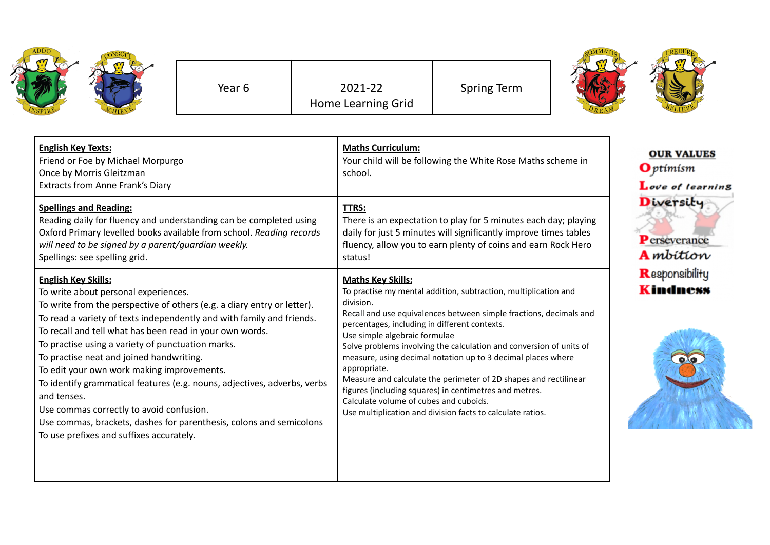| Year 6 | 2021-22 Home Learning Grid | Spring Term |
|---|---|---|

| **English Key Texts:** | **Maths Curriculum:** |
|---|---|
| Friend or Foe by Michael Morpurgo<br>Once by Morris Gleitzman<br>Extracts from Anne Frank's Diary | Your child will be following the White Rose Maths scheme in school. |
| **Spellings and Reading:**<br>Reading daily for fluency and understanding can be completed using Oxford Primary levelled books available from school. *Reading records will need to be signed by a parent/guardian weekly.*<br>Spellings: see spelling grid. | **TTRS:**<br>There is an expectation to play for 5 minutes each day; playing daily for just 5 minutes will significantly improve times tables fluency, allow you to earn plenty of coins and earn Rock Hero status! |
| **English Key Skills:**<br>To write about personal experiences.<br>To write from the perspective of others (e.g. a diary entry or letter).<br>To read a variety of texts independently and with family and friends.<br>To recall and tell what has been read in your own words.<br>To practise using a variety of punctuation marks.<br>To practise neat and joined handwriting.<br>To edit your own work making improvements.<br>To identify grammatical features (e.g. nouns, adjectives, adverbs, verbs and tenses.<br>Use commas correctly to avoid confusion.<br>Use commas, brackets, dashes for parenthesis, colons and semicolons<br>To use prefixes and suffixes accurately. | **Maths Key Skills:**<br>To practise my mental addition, subtraction, multiplication and division.<br>Recall and use equivalences between simple fractions, decimals and percentages, including in different contexts.<br>Use simple algebraic formulae<br>Solve problems involving the calculation and conversion of units of measure, using decimal notation up to 3 decimal places where appropriate.<br>Measure and calculate the perimeter of 2D shapes and rectilinear figures (including squares) in centimetres and metres.<br>Calculate volume of cubes and cuboids.<br>Use multiplication and division facts to calculate ratios. |

**OUR VALUES**

**O**ptimism
**L**ove of learning
**D**iversity
**P**erseverance
**A**mbition
**R**esponsibility
**K**indness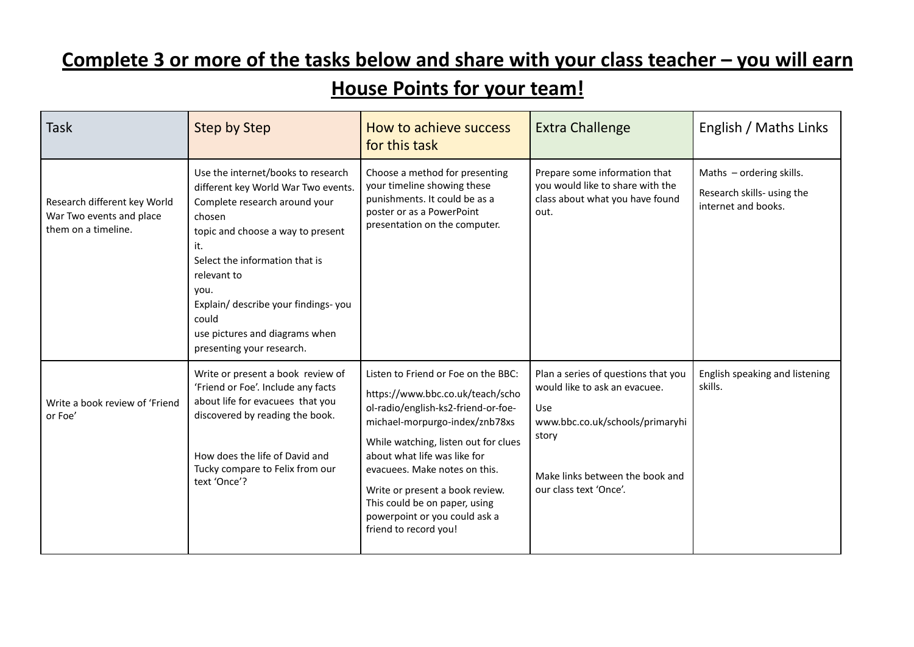# **Complete 3 or more of the tasks below and share with your class teacher – you will earn House Points for your team!**

| Task | Step by Step | How to achieve success for this task | Extra Challenge | English / Maths Links |
|---|---|---|---|---|
| Research different key World War Two events and place them on a timeline. | Use the internet/books to research different key World War Two events. Complete research around your chosen topic and choose a way to present it. Select the information that is relevant to you. Explain/ describe your findings- you could use pictures and diagrams when presenting your research. | Choose a method for presenting your timeline showing these punishments. It could be as a poster or as a PowerPoint presentation on the computer. | Prepare some information that you would like to share with the class about what you have found out. | Maths – ordering skills.<br><br>Research skills- using the internet and books. |
| Write a book review of 'Friend or Foe' | Write or present a book review of 'Friend or Foe'. Include any facts about life for evacuees that you discovered by reading the book.<br><br>How does the life of David and Tucky compare to Felix from our text 'Once'? | Listen to Friend or Foe on the BBC:<br><br>https://www.bbc.co.uk/teach/school-radio/english-ks2-friend-or-foe-michael-morpurgo-index/znb78xs<br><br>While watching, listen out for clues about what life was like for evacuees. Make notes on this.<br><br>Write or present a book review. This could be on paper, using powerpoint or you could ask a friend to record you! | Plan a series of questions that you would like to ask an evacuee.<br><br>Use www.bbc.co.uk/schools/primaryhistory<br><br>Make links between the book and our class text 'Once'. | English speaking and listening skills. |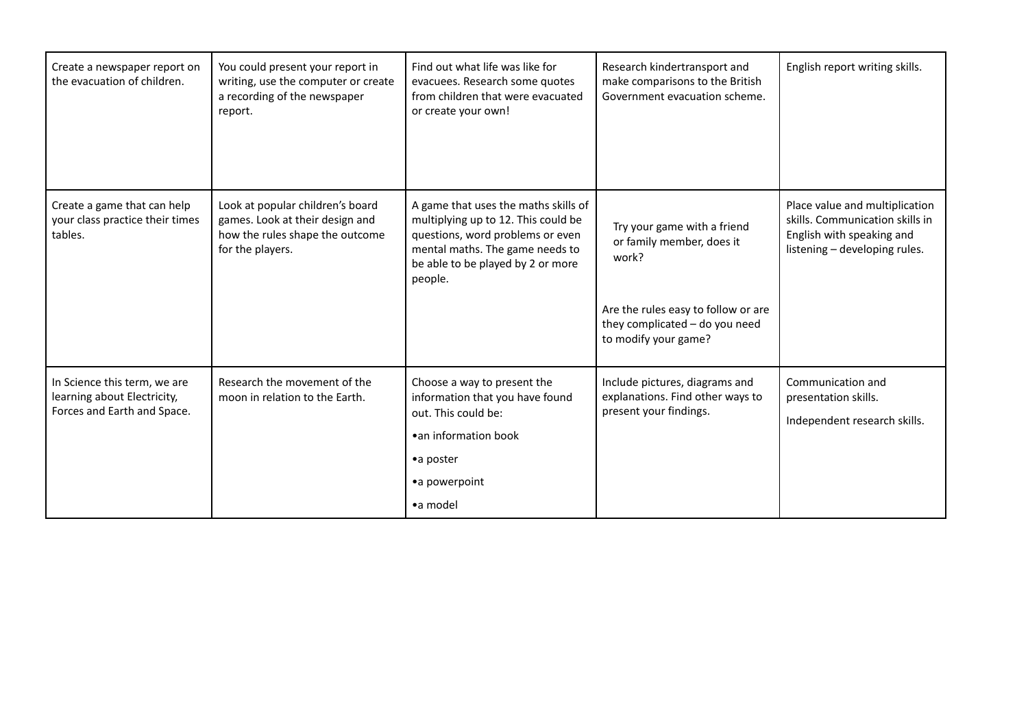| | | | | |
|---|---|---|---|---|
| Create a newspaper report on the evacuation of children. | You could present your report in writing, use the computer or create a recording of the newspaper report. | Find out what life was like for evacuees. Research some quotes from children that were evacuated or create your own! | Research kindertransport and make comparisons to the British Government evacuation scheme. | English report writing skills. |
| Create a game that can help your class practice their times tables. | Look at popular children's board games. Look at their design and how the rules shape the outcome for the players. | A game that uses the maths skills of multiplying up to 12. This could be questions, word problems or even mental maths. The game needs to be able to be played by 2 or more people. | Try your game with a friend or family member, does it work?<br><br>Are the rules easy to follow or are they complicated – do you need to modify your game? | Place value and multiplication skills. Communication skills in English with speaking and listening – developing rules. |
| In Science this term, we are learning about Electricity, Forces and Earth and Space. | Research the movement of the moon in relation to the Earth. | Choose a way to present the information that you have found out. This could be:<br>•an information book<br>•a poster<br>•a powerpoint<br>•a model | Include pictures, diagrams and explanations. Find other ways to present your findings. | Communication and presentation skills.<br><br>Independent research skills. |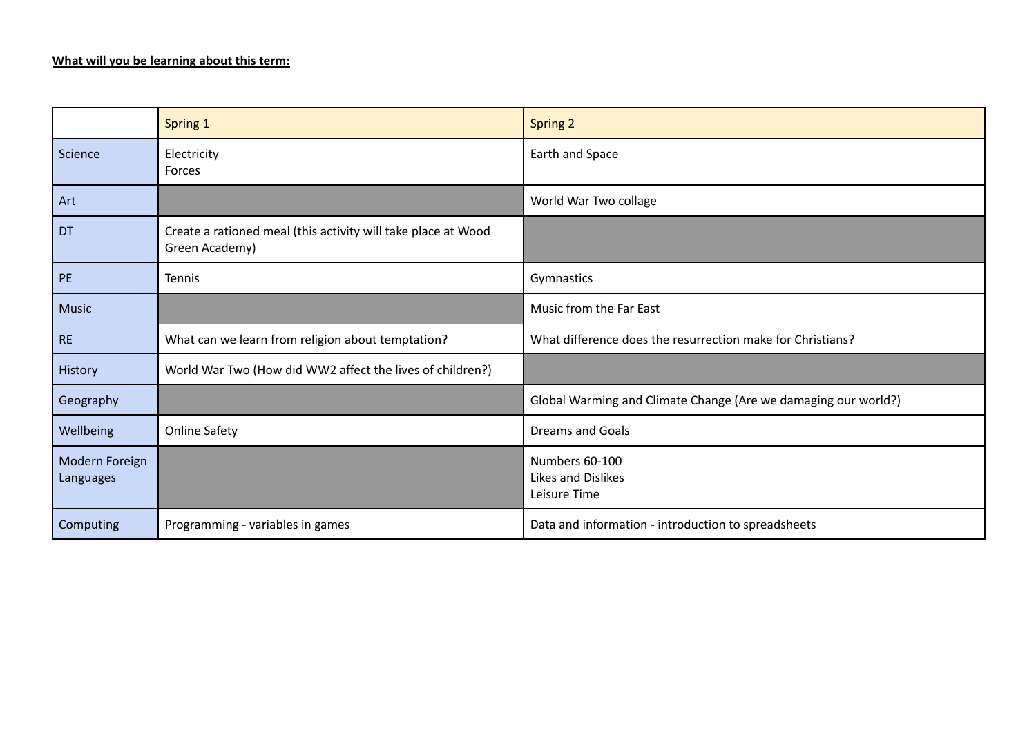**What will you be learning about this term:**

| | Spring 1 | Spring 2 |
|---|---|---|
| Science | Electricity<br>Forces | Earth and Space |
| Art | | World War Two collage |
| DT | Create a rationed meal (this activity will take place at Wood Green Academy) | |
| PE | Tennis | Gymnastics |
| Music | | Music from the Far East |
| RE | What can we learn from religion about temptation? | What difference does the resurrection make for Christians? |
| History | World War Two (How did WW2 affect the lives of children?) | |
| Geography | | Global Warming and Climate Change (Are we damaging our world?) |
| Wellbeing | Online Safety | Dreams and Goals |
| Modern Foreign Languages | | Numbers 60-100<br>Likes and Dislikes<br>Leisure Time |
| Computing | Programming - variables in games | Data and information - introduction to spreadsheets |